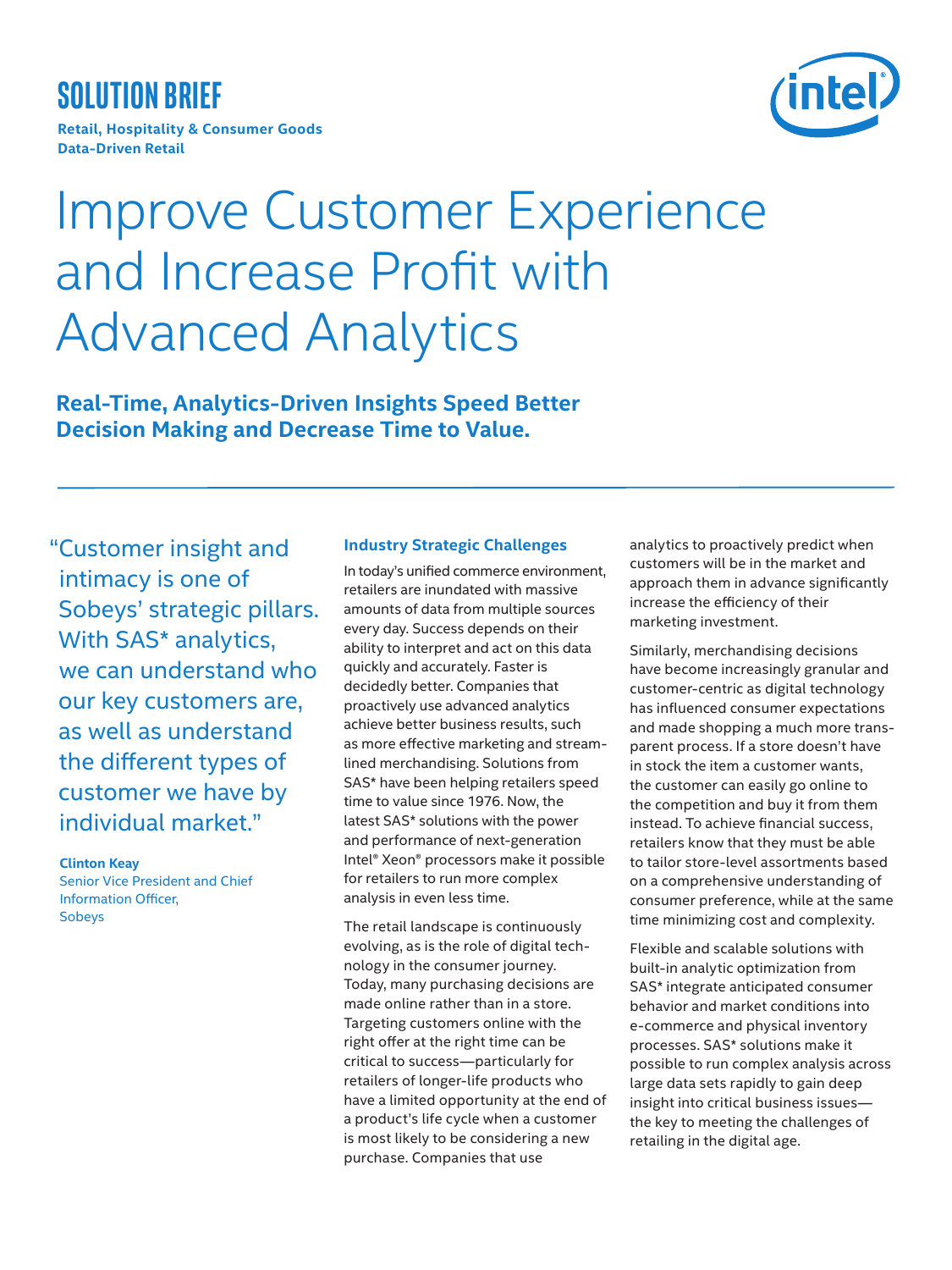**SOLUTION BRIEF**

**Retail, Hospitality & Consumer Goods**
**Data-Driven Retail**

# Improve Customer Experience and Increase Profit with Advanced Analytics

## Real-Time, Analytics-Driven Insights Speed Better Decision Making and Decrease Time to Value.

"Customer insight and intimacy is one of Sobeys' strategic pillars. With SAS* analytics, we can understand who our key customers are, as well as understand the different types of customer we have by individual market."

**Clinton Keay**
Senior Vice President and Chief Information Officer,
Sobeys

### Industry Strategic Challenges

In today's unified commerce environment, retailers are inundated with massive amounts of data from multiple sources every day. Success depends on their ability to interpret and act on this data quickly and accurately. Faster is decidedly better. Companies that proactively use advanced analytics achieve better business results, such as more effective marketing and streamlined merchandising. Solutions from SAS* have been helping retailers speed time to value since 1976. Now, the latest SAS* solutions with the power and performance of next-generation Intel® Xeon® processors make it possible for retailers to run more complex analysis in even less time.

The retail landscape is continuously evolving, as is the role of digital technology in the consumer journey. Today, many purchasing decisions are made online rather than in a store. Targeting customers online with the right offer at the right time can be critical to success—particularly for retailers of longer-life products who have a limited opportunity at the end of a product's life cycle when a customer is most likely to be considering a new purchase. Companies that use analytics to proactively predict when customers will be in the market and approach them in advance significantly increase the efficiency of their marketing investment.

Similarly, merchandising decisions have become increasingly granular and customer-centric as digital technology has influenced consumer expectations and made shopping a much more transparent process. If a store doesn't have in stock the item a customer wants, the customer can easily go online to the competition and buy it from them instead. To achieve financial success, retailers know that they must be able to tailor store-level assortments based on a comprehensive understanding of consumer preference, while at the same time minimizing cost and complexity.

Flexible and scalable solutions with built-in analytic optimization from SAS* integrate anticipated consumer behavior and market conditions into e-commerce and physical inventory processes. SAS* solutions make it possible to run complex analysis across large data sets rapidly to gain deep insight into critical business issues—the key to meeting the challenges of retailing in the digital age.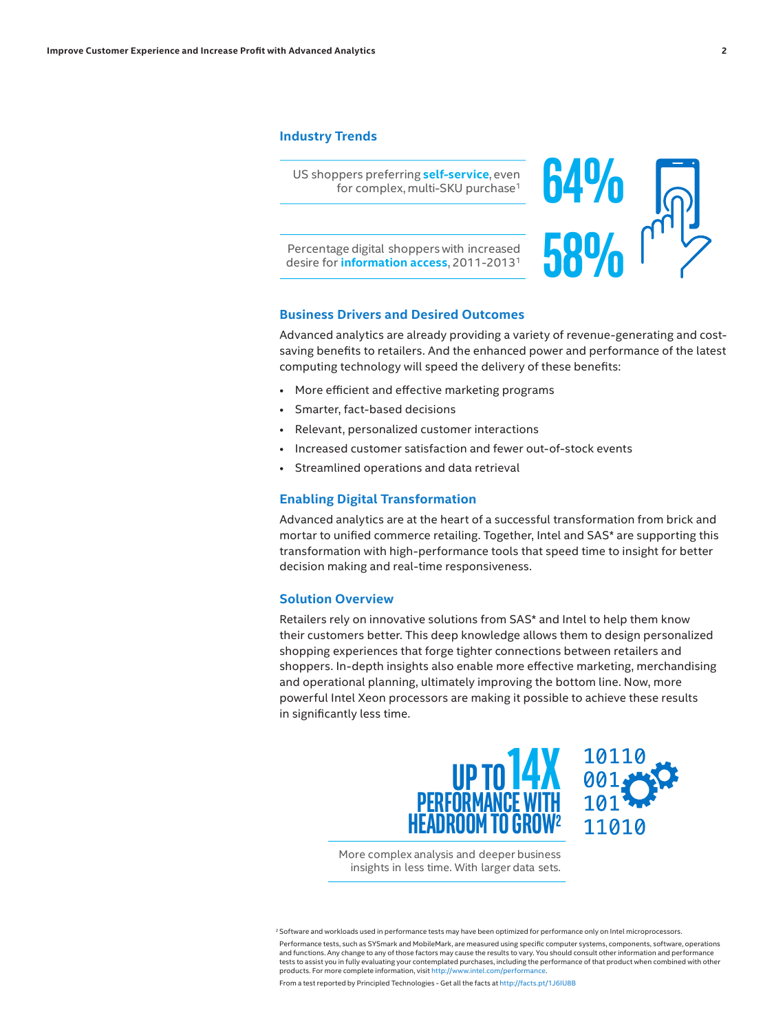## Industry Trends

US shoppers preferring **self-service**, even for complex, multi-SKU purchase[1]

**64%**

Percentage digital shoppers with increased desire for **information access**, 2011-2013[1]

**58%**

## Business Drivers and Desired Outcomes

Advanced analytics are already providing a variety of revenue-generating and cost-saving benefits to retailers. And the enhanced power and performance of the latest computing technology will speed the delivery of these benefits:

- More efficient and effective marketing programs
- Smarter, fact-based decisions
- Relevant, personalized customer interactions
- Increased customer satisfaction and fewer out-of-stock events
- Streamlined operations and data retrieval

## Enabling Digital Transformation

Advanced analytics are at the heart of a successful transformation from brick and mortar to unified commerce retailing. Together, Intel and SAS* are supporting this transformation with high-performance tools that speed time to insight for better decision making and real-time responsiveness.

## Solution Overview

Retailers rely on innovative solutions from SAS* and Intel to help them know their customers better. This deep knowledge allows them to design personalized shopping experiences that forge tighter connections between retailers and shoppers. In-depth insights also enable more effective marketing, merchandising and operational planning, ultimately improving the bottom line. Now, more powerful Intel Xeon processors are making it possible to achieve these results in significantly less time.

**UP TO 14X PERFORMANCE WITH HEADROOM TO GROW[2]**

More complex analysis and deeper business insights in less time. With larger data sets.

[2] Software and workloads used in performance tests may have been optimized for performance only on Intel microprocessors.

Performance tests, such as SYSmark and MobileMark, are measured using specific computer systems, components, software, operations and functions. Any change to any of those factors may cause the results to vary. You should consult other information and performance tests to assist you in fully evaluating your contemplated purchases, including the performance of that product when combined with other products. For more complete information, visit http://www.intel.com/performance.

From a test reported by Principled Technologies - Get all the facts at http://facts.pt/1J6IU8B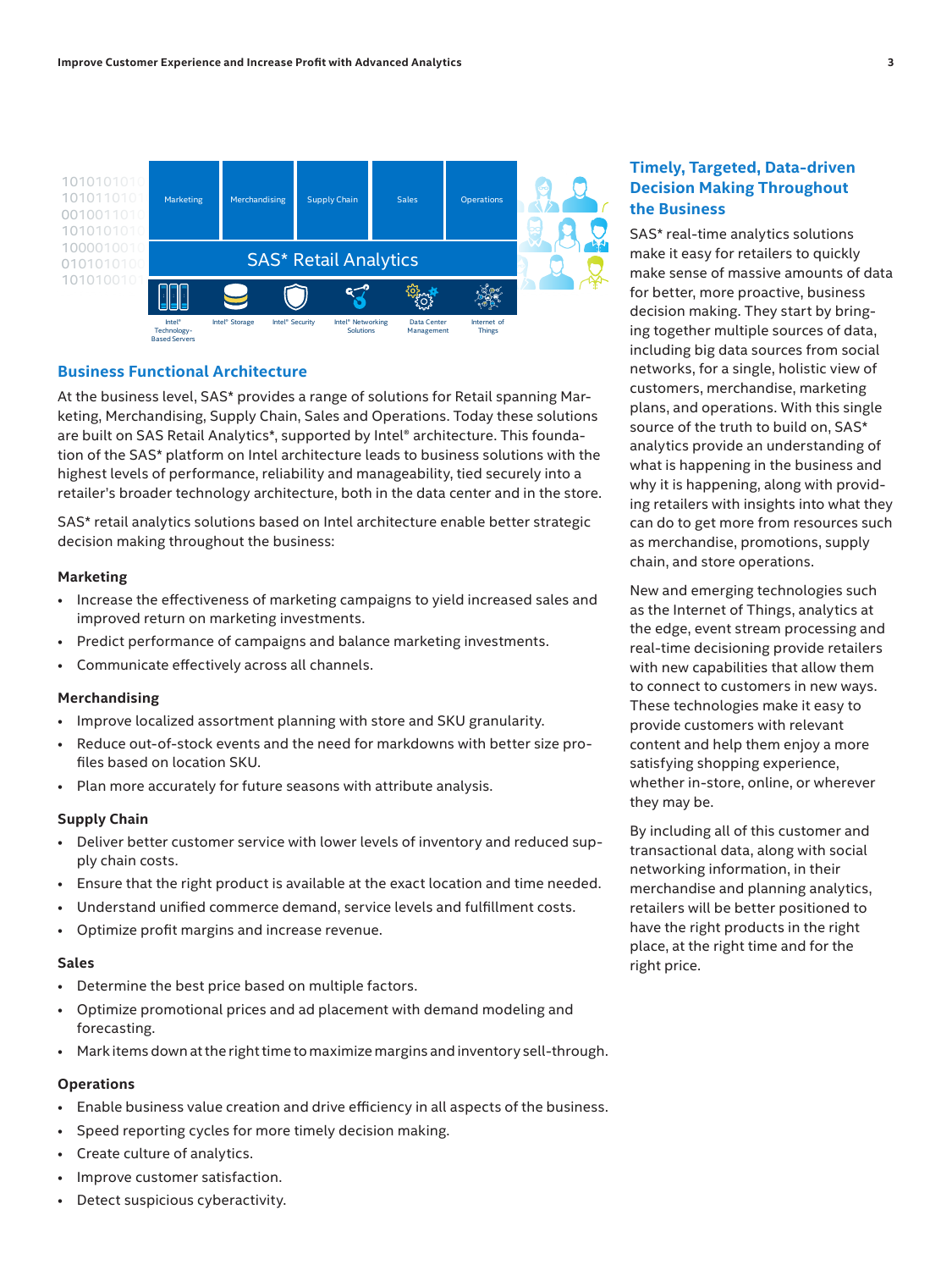## Business Functional Architecture

At the business level, SAS* provides a range of solutions for Retail spanning Marketing, Merchandising, Supply Chain, Sales and Operations. Today these solutions are built on SAS Retail Analytics*, supported by Intel® architecture. This foundation of the SAS* platform on Intel architecture leads to business solutions with the highest levels of performance, reliability and manageability, tied securely into a retailer's broader technology architecture, both in the data center and in the store.

SAS* retail analytics solutions based on Intel architecture enable better strategic decision making throughout the business:

### Marketing

- Increase the effectiveness of marketing campaigns to yield increased sales and improved return on marketing investments.
- Predict performance of campaigns and balance marketing investments.
- Communicate effectively across all channels.

### Merchandising

- Improve localized assortment planning with store and SKU granularity.
- Reduce out-of-stock events and the need for markdowns with better size profiles based on location SKU.
- Plan more accurately for future seasons with attribute analysis.

### Supply Chain

- Deliver better customer service with lower levels of inventory and reduced supply chain costs.
- Ensure that the right product is available at the exact location and time needed.
- Understand unified commerce demand, service levels and fulfillment costs.
- Optimize profit margins and increase revenue.

### Sales

- Determine the best price based on multiple factors.
- Optimize promotional prices and ad placement with demand modeling and forecasting.
- Mark items down at the right time to maximize margins and inventory sell-through.

### Operations

- Enable business value creation and drive efficiency in all aspects of the business.
- Speed reporting cycles for more timely decision making.
- Create culture of analytics.
- Improve customer satisfaction.
- Detect suspicious cyberactivity.

## Timely, Targeted, Data-driven Decision Making Throughout the Business

SAS* real-time analytics solutions make it easy for retailers to quickly make sense of massive amounts of data for better, more proactive, business decision making. They start by bringing together multiple sources of data, including big data sources from social networks, for a single, holistic view of customers, merchandise, marketing plans, and operations. With this single source of the truth to build on, SAS* analytics provide an understanding of what is happening in the business and why it is happening, along with providing retailers with insights into what they can do to get more from resources such as merchandise, promotions, supply chain, and store operations.

New and emerging technologies such as the Internet of Things, analytics at the edge, event stream processing and real-time decisioning provide retailers with new capabilities that allow them to connect to customers in new ways. These technologies make it easy to provide customers with relevant content and help them enjoy a more satisfying shopping experience, whether in-store, online, or wherever they may be.

By including all of this customer and transactional data, along with social networking information, in their merchandise and planning analytics, retailers will be better positioned to have the right products in the right place, at the right time and for the right price.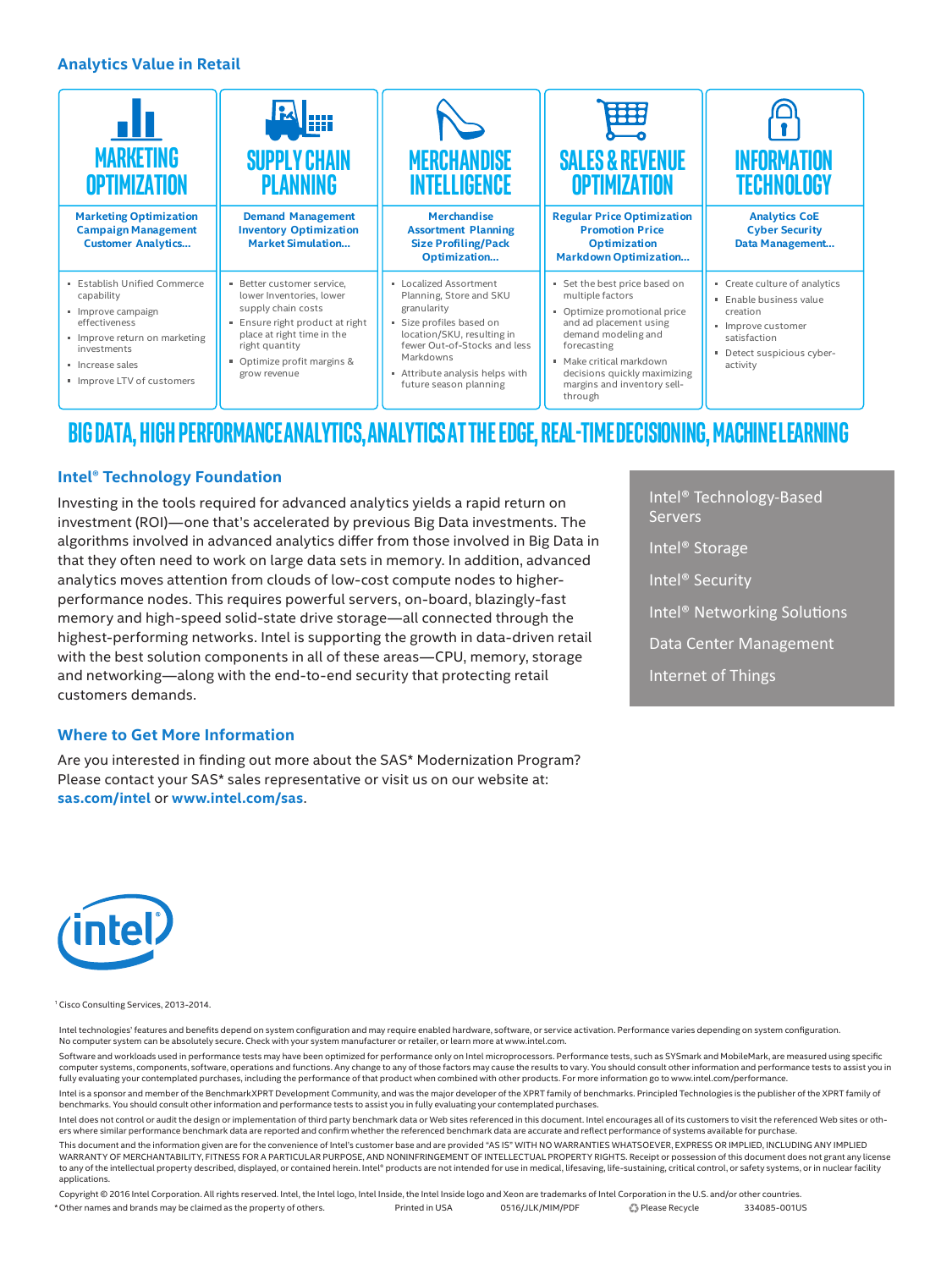## Analytics Value in Retail

| MARKETING OPTIMIZATION | SUPPLY CHAIN PLANNING | MERCHANDISE INTELLIGENCE | SALES & REVENUE OPTIMIZATION | INFORMATION TECHNOLOGY |
|---|---|---|---|---|
| **Marketing Optimization Campaign Management Customer Analytics...** | **Demand Management Inventory Optimization Market Simulation...** | **Merchandise Assortment Planning Size Profiling/Pack Optimization...** | **Regular Price Optimization Promotion Price Optimization Markdown Optimization...** | **Analytics CoE Cyber Security Data Management...** |
| • Establish Unified Commerce capability<br>• Improve campaign effectiveness<br>• Improve return on marketing investments<br>• Increase sales<br>• Improve LTV of customers | • Better customer service, lower Inventories, lower supply chain costs<br>• Ensure right product at right place at right time in the right quantity<br>• Optimize profit margins & grow revenue | • Localized Assortment Planning, Store and SKU granularity<br>• Size profiles based on location/SKU, resulting in fewer Out-of-Stocks and less Markdowns<br>• Attribute analysis helps with future season planning | • Set the best price based on multiple factors<br>• Optimize promotional price and ad placement using demand modeling and forecasting<br>• Make critical markdown decisions quickly maximizing margins and inventory sell-through | • Create culture of analytics<br>• Enable business value creation<br>• Improve customer satisfaction<br>• Detect suspicious cyber-activity |

**BIG DATA, HIGH PERFORMANCE ANALYTICS, ANALYTICS AT THE EDGE, REAL-TIME DECISIONING, MACHINE LEARNING**

## Intel® Technology Foundation

Investing in the tools required for advanced analytics yields a rapid return on investment (ROI)—one that's accelerated by previous Big Data investments. The algorithms involved in advanced analytics differ from those involved in Big Data in that they often need to work on large data sets in memory. In addition, advanced analytics moves attention from clouds of low-cost compute nodes to higher-performance nodes. This requires powerful servers, on-board, blazingly-fast memory and high-speed solid-state drive storage—all connected through the highest-performing networks. Intel is supporting the growth in data-driven retail with the best solution components in all of these areas—CPU, memory, storage and networking—along with the end-to-end security that protecting retail customers demands.

- Intel® Technology-Based Servers
- Intel® Storage
- Intel® Security
- Intel® Networking Solutions
- Data Center Management
- Internet of Things

## Where to Get More Information

Are you interested in finding out more about the SAS* Modernization Program? Please contact your SAS* sales representative or visit us on our website at: **sas.com/intel** or **www.intel.com/sas**.

[1] Cisco Consulting Services, 2013-2014.

Intel technologies' features and benefits depend on system configuration and may require enabled hardware, software, or service activation. Performance varies depending on system configuration. No computer system can be absolutely secure. Check with your system manufacturer or retailer, or learn more at www.intel.com.

Software and workloads used in performance tests may have been optimized for performance only on Intel microprocessors. Performance tests, such as SYSmark and MobileMark, are measured using specific computer systems, components, software, operations and functions. Any change to any of those factors may cause the results to vary. You should consult other information and performance tests to assist you in fully evaluating your contemplated purchases, including the performance of that product when combined with other products. For more information go to www.intel.com/performance.

Intel is a sponsor and member of the BenchmarkXPRT Development Community, and was the major developer of the XPRT family of benchmarks. Principled Technologies is the publisher of the XPRT family of benchmarks. You should consult other information and performance tests to assist you in fully evaluating your contemplated purchases.

Intel does not control or audit the design or implementation of third party benchmark data or Web sites referenced in this document. Intel encourages all of its customers to visit the referenced Web sites or others where similar performance benchmark data are reported and confirm whether the referenced benchmark data are accurate and reflect performance of systems available for purchase.

This document and the information given are for the convenience of Intel's customer base and are provided "AS IS" WITH NO WARRANTIES WHATSOEVER, EXPRESS OR IMPLIED, INCLUDING ANY IMPLIED WARRANTY OF MERCHANTABILITY, FITNESS FOR A PARTICULAR PURPOSE, AND NONINFRINGEMENT OF INTELLECTUAL PROPERTY RIGHTS. Receipt or possession of this document does not grant any license to any of the intellectual property described, displayed, or contained herein. Intel® products are not intended for use in medical, lifesaving, life-sustaining, critical control, or safety systems, or in nuclear facility applications.

Copyright © 2016 Intel Corporation. All rights reserved. Intel, the Intel logo, Intel Inside, the Intel Inside logo and Xeon are trademarks of Intel Corporation in the U.S. and/or other countries.

*Other names and brands may be claimed as the property of others. Printed in USA 0516/JLK/MIM/PDF Please Recycle 334085-001US